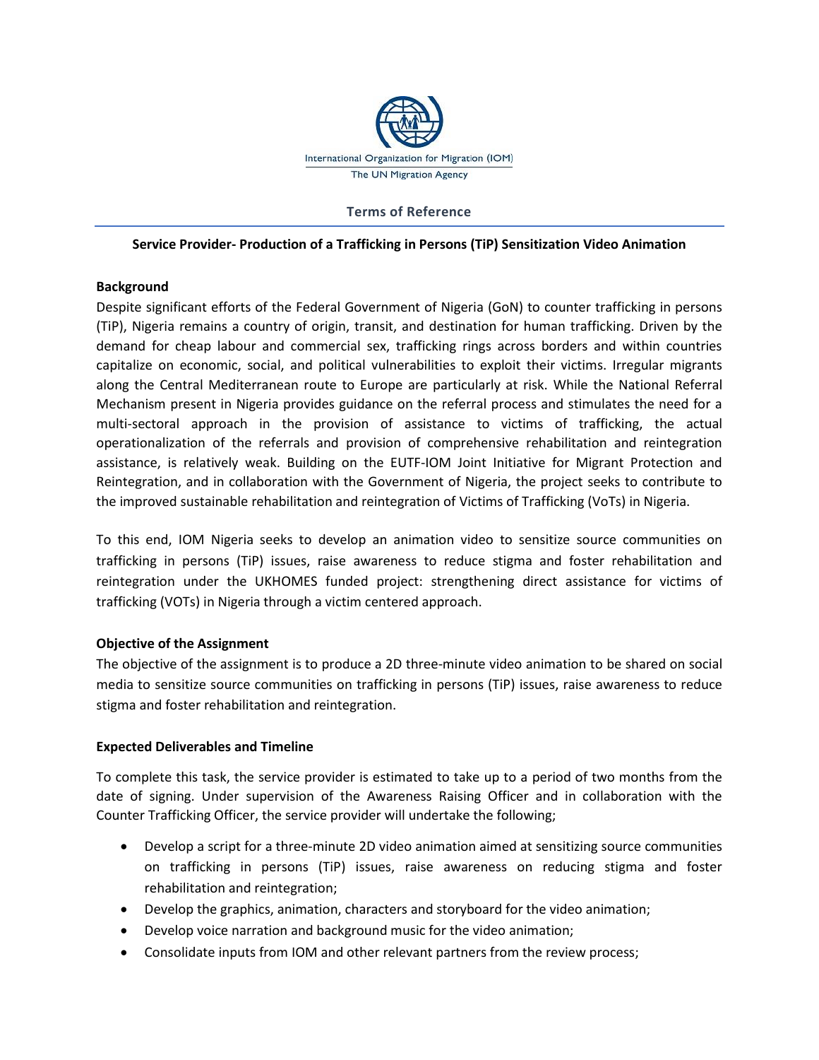International Organization for Migration (IOM)
The UN Migration Agency

# Terms of Reference

## Service Provider- Production of a Trafficking in Persons (TiP) Sensitization Video Animation

**Background**

Despite significant efforts of the Federal Government of Nigeria (GoN) to counter trafficking in persons (TiP), Nigeria remains a country of origin, transit, and destination for human trafficking. Driven by the demand for cheap labour and commercial sex, trafficking rings across borders and within countries capitalize on economic, social, and political vulnerabilities to exploit their victims. Irregular migrants along the Central Mediterranean route to Europe are particularly at risk. While the National Referral Mechanism present in Nigeria provides guidance on the referral process and stimulates the need for a multi-sectoral approach in the provision of assistance to victims of trafficking, the actual operationalization of the referrals and provision of comprehensive rehabilitation and reintegration assistance, is relatively weak. Building on the EUTF-IOM Joint Initiative for Migrant Protection and Reintegration, and in collaboration with the Government of Nigeria, the project seeks to contribute to the improved sustainable rehabilitation and reintegration of Victims of Trafficking (VoTs) in Nigeria.

To this end, IOM Nigeria seeks to develop an animation video to sensitize source communities on trafficking in persons (TiP) issues, raise awareness to reduce stigma and foster rehabilitation and reintegration under the UKHOMES funded project: strengthening direct assistance for victims of trafficking (VOTs) in Nigeria through a victim centered approach.

**Objective of the Assignment**

The objective of the assignment is to produce a 2D three-minute video animation to be shared on social media to sensitize source communities on trafficking in persons (TiP) issues, raise awareness to reduce stigma and foster rehabilitation and reintegration.

**Expected Deliverables and Timeline**

To complete this task, the service provider is estimated to take up to a period of two months from the date of signing. Under supervision of the Awareness Raising Officer and in collaboration with the Counter Trafficking Officer, the service provider will undertake the following;

- Develop a script for a three-minute 2D video animation aimed at sensitizing source communities on trafficking in persons (TiP) issues, raise awareness on reducing stigma and foster rehabilitation and reintegration;
- Develop the graphics, animation, characters and storyboard for the video animation;
- Develop voice narration and background music for the video animation;
- Consolidate inputs from IOM and other relevant partners from the review process;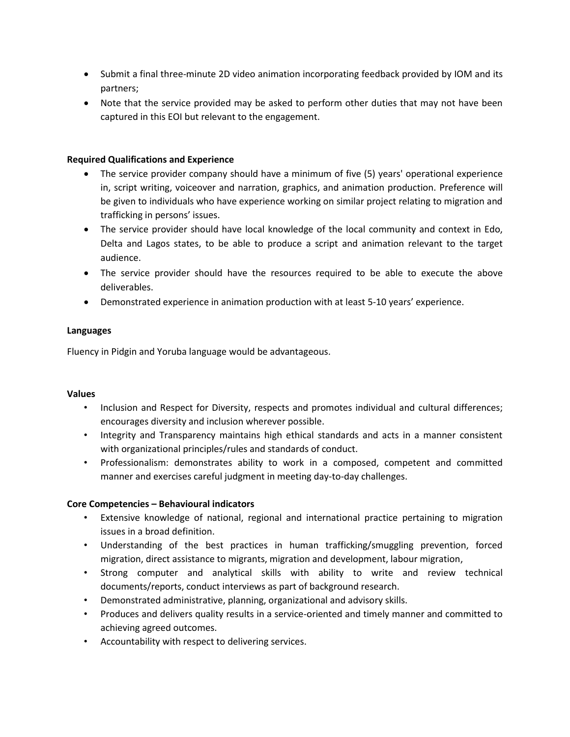- Submit a final three-minute 2D video animation incorporating feedback provided by IOM and its partners;
- Note that the service provided may be asked to perform other duties that may not have been captured in this EOI but relevant to the engagement.

**Required Qualifications and Experience**

- The service provider company should have a minimum of five (5) years' operational experience in, script writing, voiceover and narration, graphics, and animation production. Preference will be given to individuals who have experience working on similar project relating to migration and trafficking in persons' issues.
- The service provider should have local knowledge of the local community and context in Edo, Delta and Lagos states, to be able to produce a script and animation relevant to the target audience.
- The service provider should have the resources required to be able to execute the above deliverables.
- Demonstrated experience in animation production with at least 5-10 years' experience.

**Languages**

Fluency in Pidgin and Yoruba language would be advantageous.

**Values**

- Inclusion and Respect for Diversity, respects and promotes individual and cultural differences; encourages diversity and inclusion wherever possible.
- Integrity and Transparency maintains high ethical standards and acts in a manner consistent with organizational principles/rules and standards of conduct.
- Professionalism: demonstrates ability to work in a composed, competent and committed manner and exercises careful judgment in meeting day-to-day challenges.

**Core Competencies – Behavioural indicators**

- Extensive knowledge of national, regional and international practice pertaining to migration issues in a broad definition.
- Understanding of the best practices in human trafficking/smuggling prevention, forced migration, direct assistance to migrants, migration and development, labour migration,
- Strong computer and analytical skills with ability to write and review technical documents/reports, conduct interviews as part of background research.
- Demonstrated administrative, planning, organizational and advisory skills.
- Produces and delivers quality results in a service-oriented and timely manner and committed to achieving agreed outcomes.
- Accountability with respect to delivering services.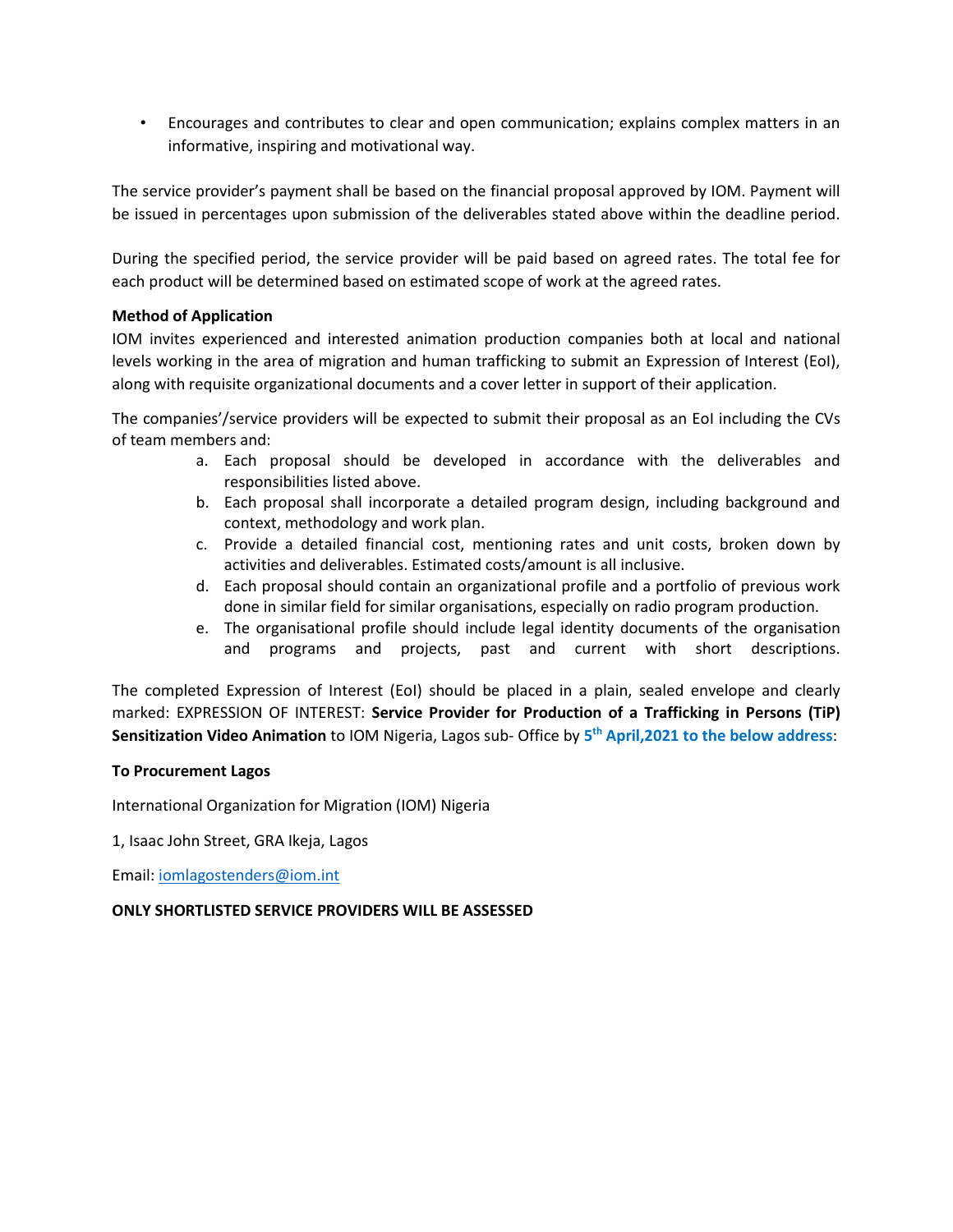- Encourages and contributes to clear and open communication; explains complex matters in an informative, inspiring and motivational way.

The service provider's payment shall be based on the financial proposal approved by IOM. Payment will be issued in percentages upon submission of the deliverables stated above within the deadline period.

During the specified period, the service provider will be paid based on agreed rates. The total fee for each product will be determined based on estimated scope of work at the agreed rates.

**Method of Application**

IOM invites experienced and interested animation production companies both at local and national levels working in the area of migration and human trafficking to submit an Expression of Interest (EoI), along with requisite organizational documents and a cover letter in support of their application.

The companies'/service providers will be expected to submit their proposal as an EoI including the CVs of team members and:

a. Each proposal should be developed in accordance with the deliverables and responsibilities listed above.
b. Each proposal shall incorporate a detailed program design, including background and context, methodology and work plan.
c. Provide a detailed financial cost, mentioning rates and unit costs, broken down by activities and deliverables. Estimated costs/amount is all inclusive.
d. Each proposal should contain an organizational profile and a portfolio of previous work done in similar field for similar organisations, especially on radio program production.
e. The organisational profile should include legal identity documents of the organisation and programs and projects, past and current with short descriptions.

The completed Expression of Interest (EoI) should be placed in a plain, sealed envelope and clearly marked: EXPRESSION OF INTEREST: **Service Provider for Production of a Trafficking in Persons (TiP) Sensitization Video Animation** to IOM Nigeria, Lagos sub- Office by **5th April,2021 to the below address**:

**To Procurement Lagos**

International Organization for Migration (IOM) Nigeria

1, Isaac John Street, GRA Ikeja, Lagos

Email: iomlagostenders@iom.int

**ONLY SHORTLISTED SERVICE PROVIDERS WILL BE ASSESSED**